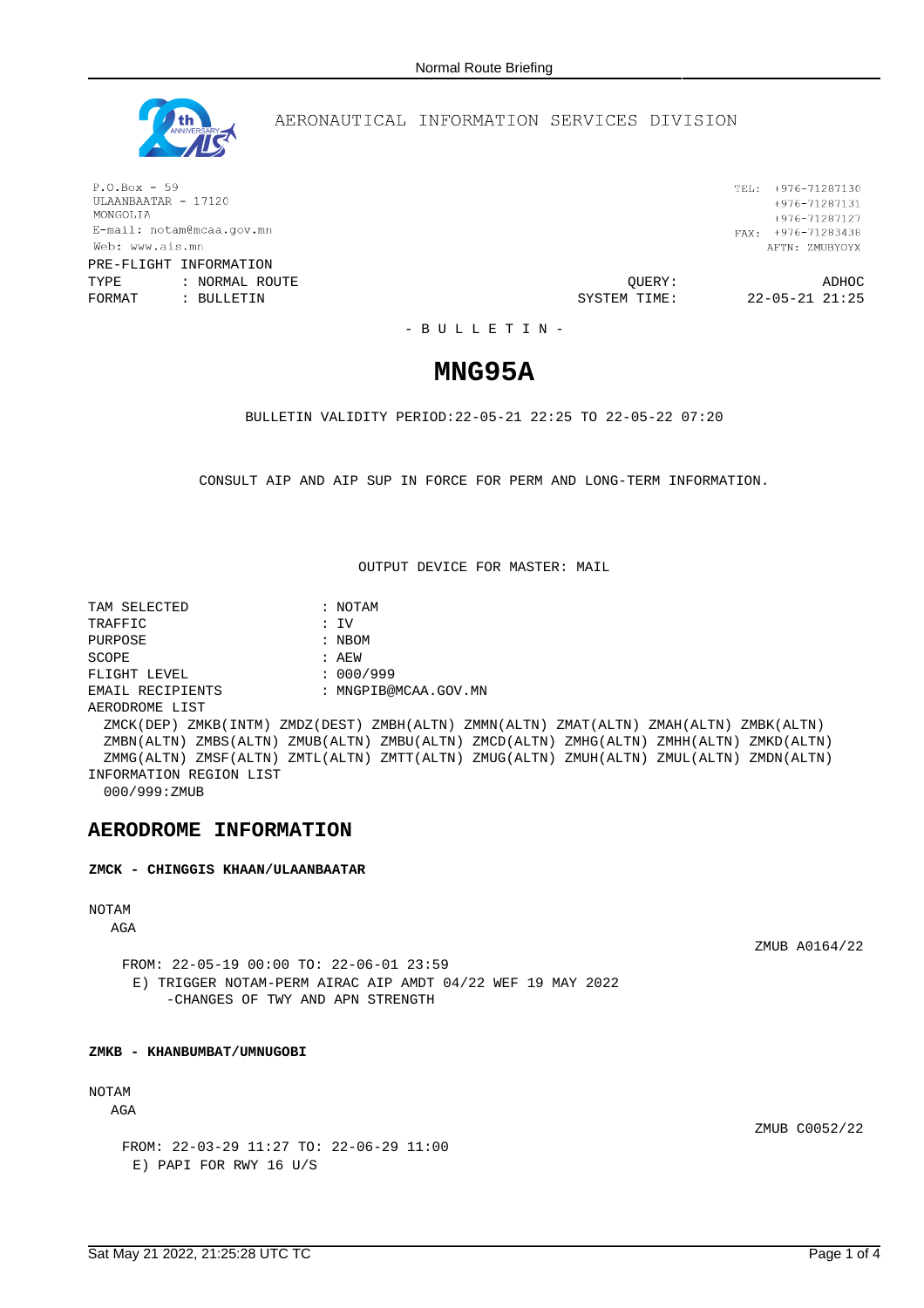AERONAUTICAL INFORMATION SERVICES DIVISION

P.O.Box - 59
ULAANBAATAR - 17120
MONGOLIA
E-mail: notam@mcaa.gov.mn
Web: www.ais.mn

TEL: +976-71287130
+976-71287131
+976-71287127
FAX: +976-71283438
AFTN: ZMUBYOYX

PRE-FLIGHT INFORMATION
TYPE : NORMAL ROUTE
FORMAT : BULLETIN

QUERY: ADHOC
SYSTEM TIME: 22-05-21 21:25

- B U L L E T I N -

# MNG95A

BULLETIN VALIDITY PERIOD:22-05-21 22:25 TO 22-05-22 07:20

CONSULT AIP AND AIP SUP IN FORCE FOR PERM AND LONG-TERM INFORMATION.

OUTPUT DEVICE FOR MASTER: MAIL

```
TAM SELECTED          : NOTAM
TRAFFIC               : IV
PURPOSE               : NBOM
SCOPE                 : AEW
FLIGHT LEVEL          : 000/999
EMAIL RECIPIENTS      : MNGPIB@MCAA.GOV.MN
AERODROME LIST
  ZMCK(DEP) ZMKB(INTM) ZMDZ(DEST) ZMBH(ALTN) ZMMN(ALTN) ZMAT(ALTN) ZMAH(ALTN) ZMBK(ALTN)
  ZMBN(ALTN) ZMBS(ALTN) ZMUB(ALTN) ZMBU(ALTN) ZMCD(ALTN) ZMHG(ALTN) ZMHH(ALTN) ZMKD(ALTN)
  ZMMG(ALTN) ZMSF(ALTN) ZMTL(ALTN) ZMTT(ALTN) ZMUG(ALTN) ZMUH(ALTN) ZMUL(ALTN) ZMDN(ALTN)
INFORMATION REGION LIST
  000/999:ZMUB
```

## AERODROME INFORMATION

**ZMCK - CHINGGIS KHAAN/ULAANBAATAR**

NOTAM

AGA

ZMUB A0164/22

FROM: 22-05-19 00:00 TO: 22-06-01 23:59
E) TRIGGER NOTAM-PERM AIRAC AIP AMDT 04/22 WEF 19 MAY 2022
-CHANGES OF TWY AND APN STRENGTH

**ZMKB - KHANBUMBAT/UMNUGOBI**

NOTAM

AGA

ZMUB C0052/22

FROM: 22-03-29 11:27 TO: 22-06-29 11:00
E) PAPI FOR RWY 16 U/S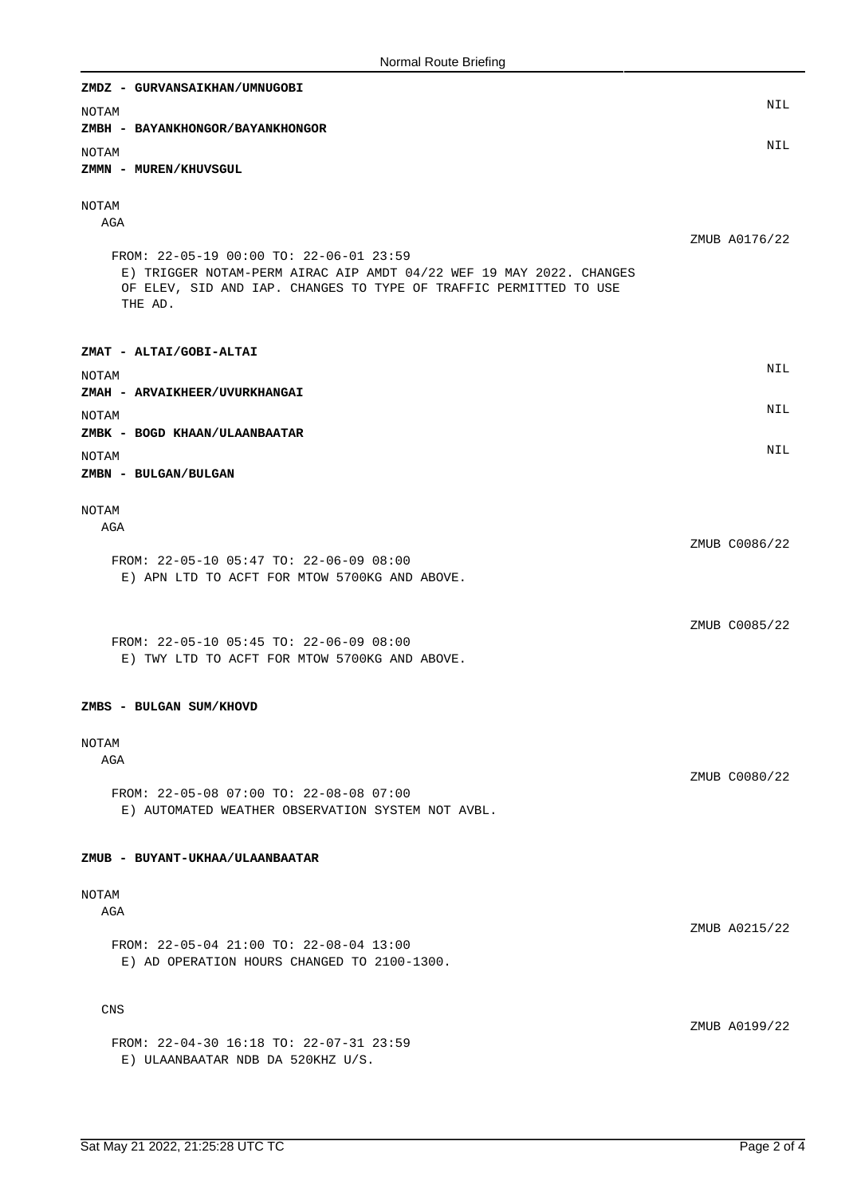**ZMDZ - GURVANSAIKHAN/UMNUGOBI**

NOTAM

NIL

**ZMBH - BAYANKHONGOR/BAYANKHONGOR**

NOTAM

NIL

**ZMMN - MUREN/KHUVSGUL**

NOTAM

AGA

ZMUB A0176/22

FROM: 22-05-19 00:00 TO: 22-06-01 23:59

E) TRIGGER NOTAM-PERM AIRAC AIP AMDT 04/22 WEF 19 MAY 2022. CHANGES OF ELEV, SID AND IAP. CHANGES TO TYPE OF TRAFFIC PERMITTED TO USE THE AD.

**ZMAT - ALTAI/GOBI-ALTAI**

NOTAM

NIL

**ZMAH - ARVAIKHEER/UVURKHANGAI**

NOTAM

NIL

**ZMBK - BOGD KHAAN/ULAANBAATAR**

NOTAM

NIL

**ZMBN - BULGAN/BULGAN**

NOTAM

AGA

ZMUB C0086/22

FROM: 22-05-10 05:47 TO: 22-06-09 08:00

E) APN LTD TO ACFT FOR MTOW 5700KG AND ABOVE.

ZMUB C0085/22

FROM: 22-05-10 05:45 TO: 22-06-09 08:00

E) TWY LTD TO ACFT FOR MTOW 5700KG AND ABOVE.

**ZMBS - BULGAN SUM/KHOVD**

NOTAM

AGA

ZMUB C0080/22

FROM: 22-05-08 07:00 TO: 22-08-08 07:00

E) AUTOMATED WEATHER OBSERVATION SYSTEM NOT AVBL.

**ZMUB - BUYANT-UKHAA/ULAANBAATAR**

NOTAM

AGA

ZMUB A0215/22

FROM: 22-05-04 21:00 TO: 22-08-04 13:00

E) AD OPERATION HOURS CHANGED TO 2100-1300.

CNS

ZMUB A0199/22

FROM: 22-04-30 16:18 TO: 22-07-31 23:59

E) ULAANBAATAR NDB DA 520KHZ U/S.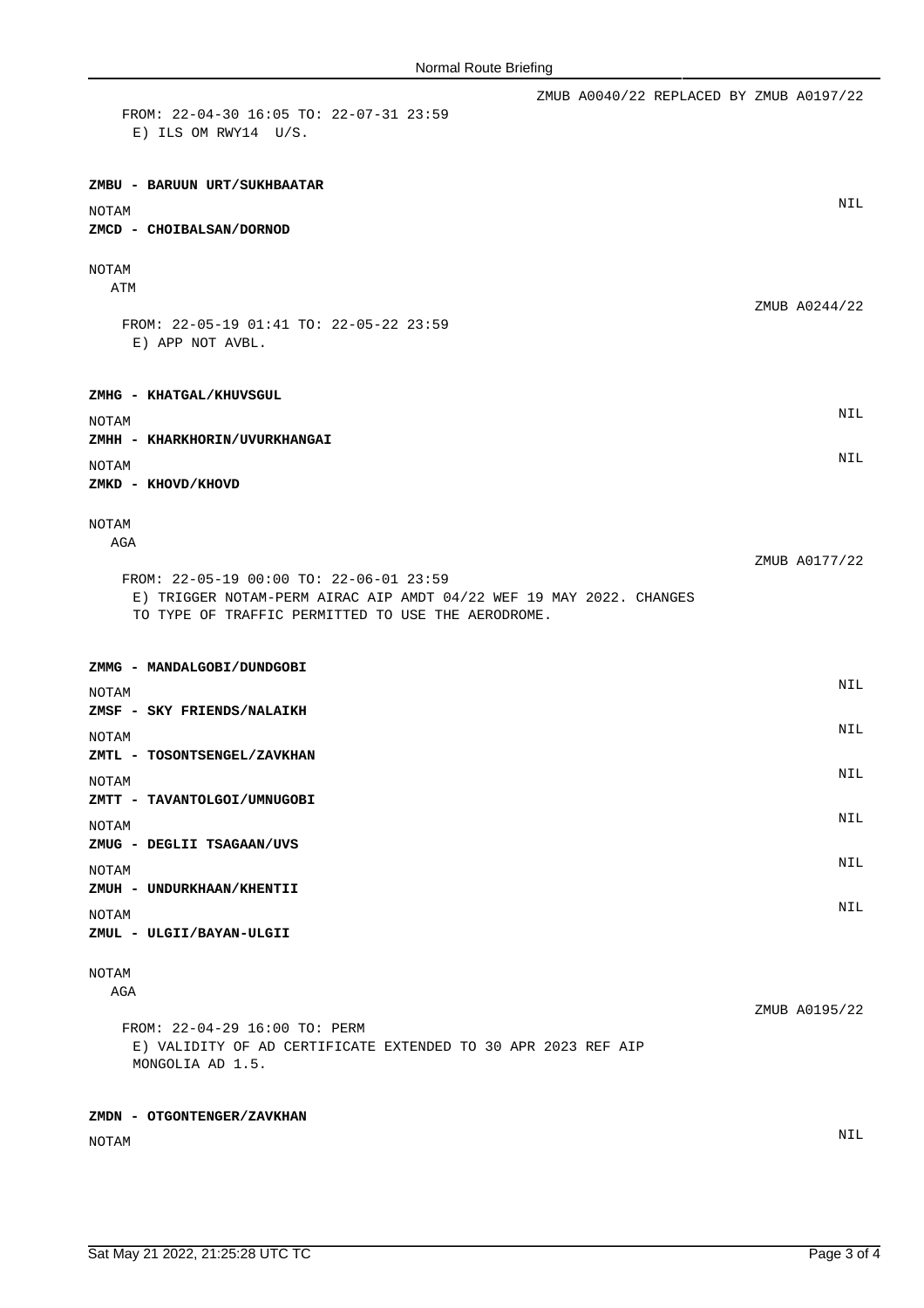ZMUB A0040/22 REPLACED BY ZMUB A0197/22

FROM: 22-04-30 16:05 TO: 22-07-31 23:59
E) ILS OM RWY14 U/S.

**ZMBU - BARUUN URT/SUKHBAATAR**

NOTAM NIL

**ZMCD - CHOIBALSAN/DORNOD**

NOTAM

ATM

ZMUB A0244/22

FROM: 22-05-19 01:41 TO: 22-05-22 23:59
E) APP NOT AVBL.

**ZMHG - KHATGAL/KHUVSGUL**

NOTAM NIL

**ZMHH - KHARKHORIN/UVURKHANGAI**

NOTAM NIL

**ZMKD - KHOVD/KHOVD**

NOTAM

AGA

ZMUB A0177/22

FROM: 22-05-19 00:00 TO: 22-06-01 23:59
E) TRIGGER NOTAM-PERM AIRAC AIP AMDT 04/22 WEF 19 MAY 2022. CHANGES TO TYPE OF TRAFFIC PERMITTED TO USE THE AERODROME.

**ZMMG - MANDALGOBI/DUNDGOBI**

NOTAM NIL

**ZMSF - SKY FRIENDS/NALAIKH**

NOTAM NIL

**ZMTL - TOSONTSENGEL/ZAVKHAN**

NOTAM NIL

**ZMTT - TAVANTOLGOI/UMNUGOBI**

NOTAM NIL

**ZMUG - DEGLII TSAGAAN/UVS**

NOTAM NIL

**ZMUH - UNDURKHAAN/KHENTII**

NOTAM NIL

**ZMUL - ULGII/BAYAN-ULGII**

NOTAM

AGA

ZMUB A0195/22

FROM: 22-04-29 16:00 TO: PERM
E) VALIDITY OF AD CERTIFICATE EXTENDED TO 30 APR 2023 REF AIP MONGOLIA AD 1.5.

**ZMDN - OTGONTENGER/ZAVKHAN**

NOTAM NIL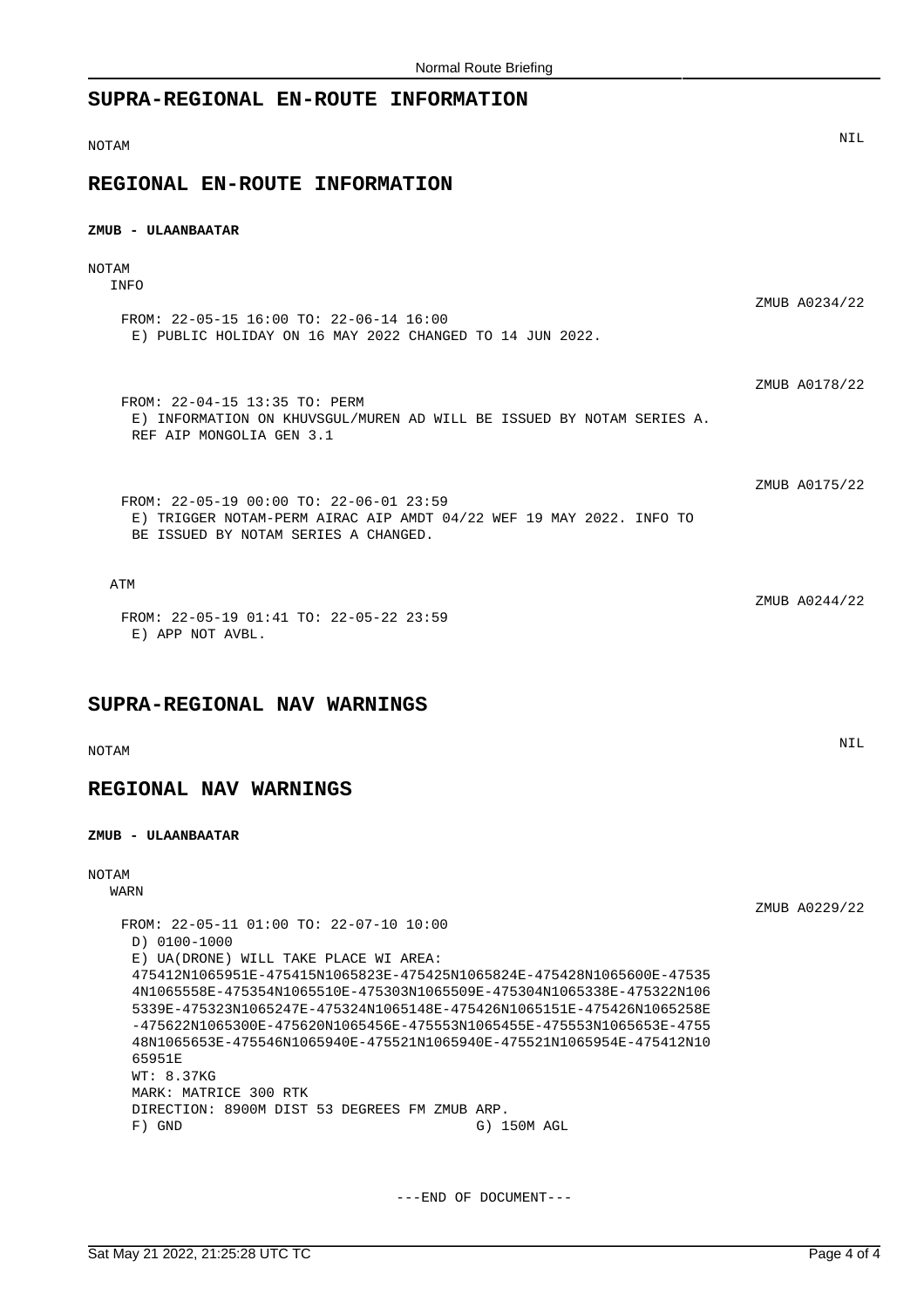## SUPRA-REGIONAL EN-ROUTE INFORMATION

NOTAM NIL

## REGIONAL EN-ROUTE INFORMATION

**ZMUB - ULAANBAATAR**

NOTAM

INFO

ZMUB A0234/22

FROM: 22-05-15 16:00 TO: 22-06-14 16:00
E) PUBLIC HOLIDAY ON 16 MAY 2022 CHANGED TO 14 JUN 2022.

ZMUB A0178/22

FROM: 22-04-15 13:35 TO: PERM
E) INFORMATION ON KHUVSGUL/MUREN AD WILL BE ISSUED BY NOTAM SERIES A.
REF AIP MONGOLIA GEN 3.1

ZMUB A0175/22

FROM: 22-05-19 00:00 TO: 22-06-01 23:59
E) TRIGGER NOTAM-PERM AIRAC AIP AMDT 04/22 WEF 19 MAY 2022. INFO TO
BE ISSUED BY NOTAM SERIES A CHANGED.

ATM

ZMUB A0244/22

FROM: 22-05-19 01:41 TO: 22-05-22 23:59
E) APP NOT AVBL.

## SUPRA-REGIONAL NAV WARNINGS

NOTAM NIL

## REGIONAL NAV WARNINGS

**ZMUB - ULAANBAATAR**

NOTAM

WARN

ZMUB A0229/22

FROM: 22-05-11 01:00 TO: 22-07-10 10:00
D) 0100-1000
E) UA(DRONE) WILL TAKE PLACE WI AREA:
475412N1065951E-475415N1065823E-475425N1065824E-475428N1065600E-47535
4N1065558E-475354N1065510E-475303N1065509E-475304N1065338E-475322N106
5339E-475323N1065247E-475324N1065148E-475426N1065151E-475426N1065258E
-475622N1065300E-475620N1065456E-475553N1065455E-475553N1065653E-4755
48N1065653E-475546N1065940E-475521N1065940E-475521N1065954E-475412N10
65951E
WT: 8.37KG
MARK: MATRICE 300 RTK
DIRECTION: 8900M DIST 53 DEGREES FM ZMUB ARP.
F) GND G) 150M AGL

---END OF DOCUMENT---